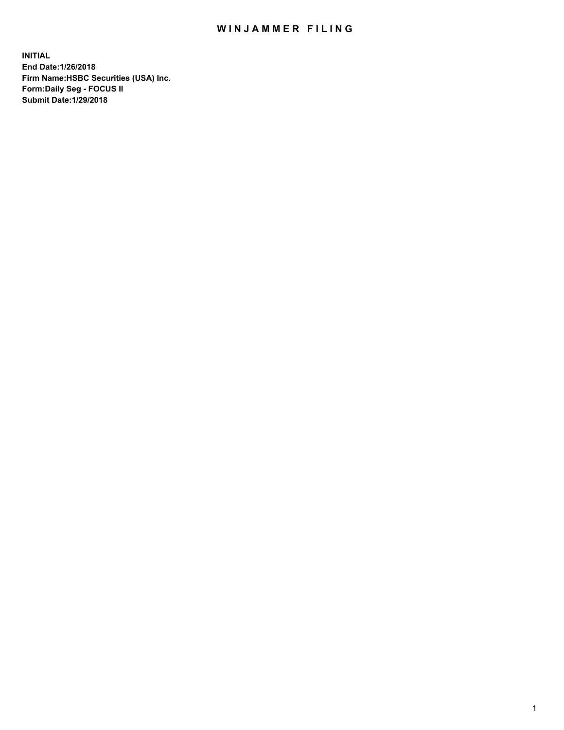# WINJAMMER FILING

**INITIAL**
**End Date:1/26/2018**
**Firm Name:HSBC Securities (USA) Inc.**
**Form:Daily Seg - FOCUS II**
**Submit Date:1/29/2018**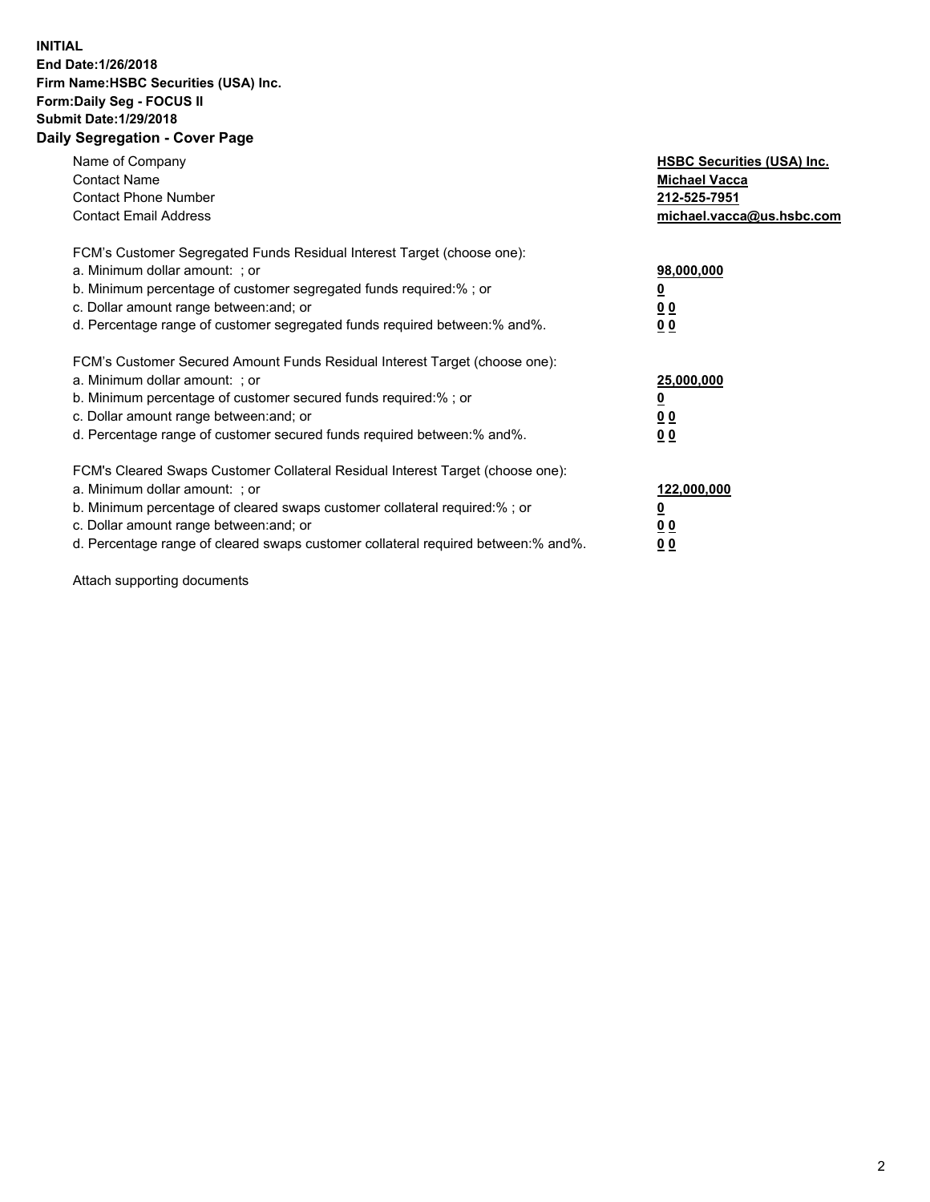**INITIAL**
**End Date:1/26/2018**
**Firm Name:HSBC Securities (USA) Inc.**
**Form:Daily Seg - FOCUS II**
**Submit Date:1/29/2018**

## Daily Segregation - Cover Page

| | |
|---|---|
| Name of Company | **HSBC Securities (USA) Inc.** |
| Contact Name | **Michael Vacca** |
| Contact Phone Number | **212-525-7951** |
| Contact Email Address | **michael.vacca@us.hsbc.com** |

| | |
|---|---|
| FCM's Customer Segregated Funds Residual Interest Target (choose one): | |
| a. Minimum dollar amount: ; or | **98,000,000** |
| b. Minimum percentage of customer segregated funds required:% ; or | **0** |
| c. Dollar amount range between:and; or | **0 0** |
| d. Percentage range of customer segregated funds required between:% and%. | **0 0** |

| | |
|---|---|
| FCM's Customer Secured Amount Funds Residual Interest Target (choose one): | |
| a. Minimum dollar amount: ; or | **25,000,000** |
| b. Minimum percentage of customer secured funds required:% ; or | **0** |
| c. Dollar amount range between:and; or | **0 0** |
| d. Percentage range of customer secured funds required between:% and%. | **0 0** |

| | |
|---|---|
| FCM's Cleared Swaps Customer Collateral Residual Interest Target (choose one): | |
| a. Minimum dollar amount: ; or | **122,000,000** |
| b. Minimum percentage of cleared swaps customer collateral required:% ; or | **0** |
| c. Dollar amount range between:and; or | **0 0** |
| d. Percentage range of cleared swaps customer collateral required between:% and%. | **0 0** |

Attach supporting documents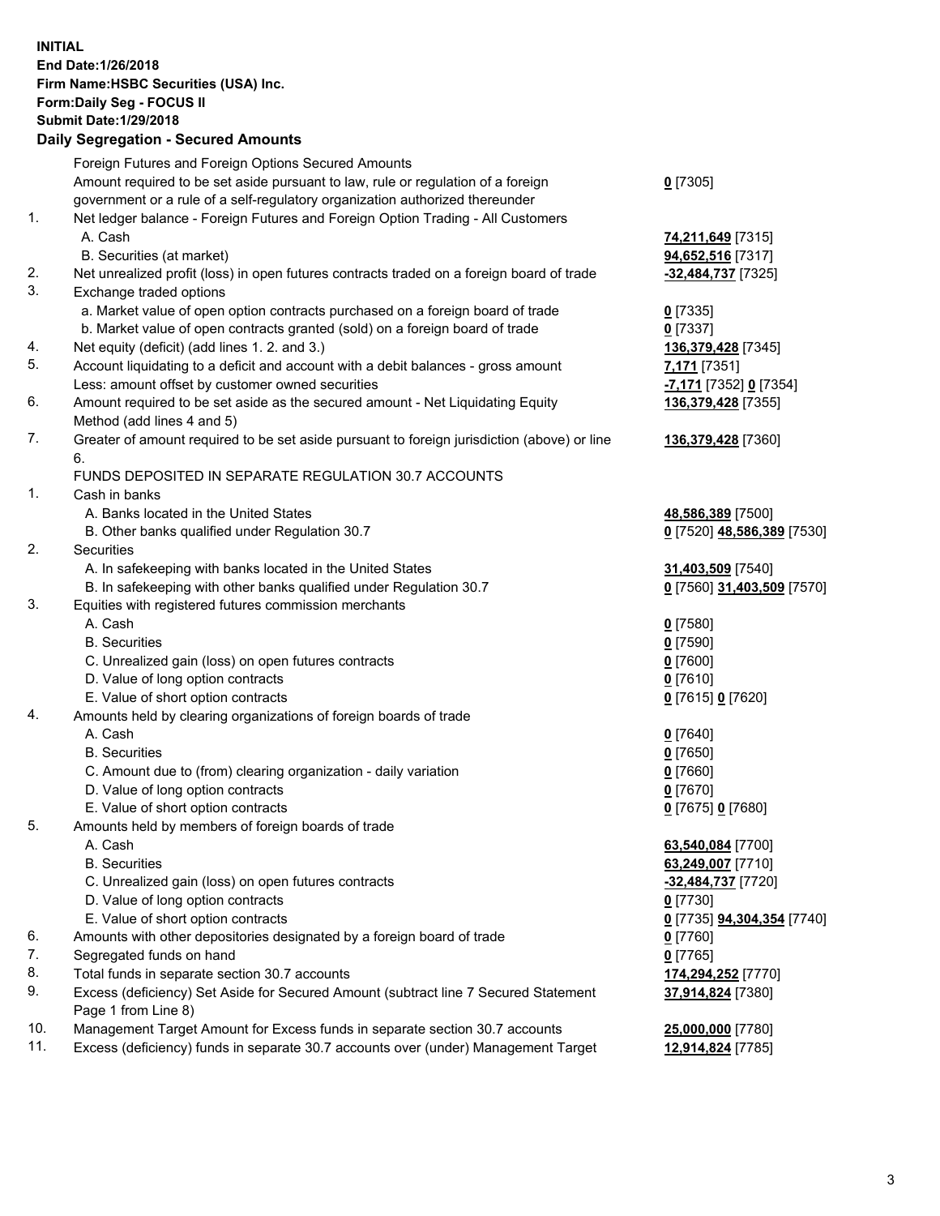**INITIAL**
**End Date:1/26/2018**
**Firm Name:HSBC Securities (USA) Inc.**
**Form:Daily Seg - FOCUS II**
**Submit Date:1/29/2018**

## Daily Segregation - Secured Amounts

| | | |
|---|---|---|
| | Foreign Futures and Foreign Options Secured Amounts | |
| | Amount required to be set aside pursuant to law, rule or regulation of a foreign government or a rule of a self-regulatory organization authorized thereunder | **0** [7305] |
| 1. | Net ledger balance - Foreign Futures and Foreign Option Trading - All Customers | |
| | A. Cash | **74,211,649** [7315] |
| | B. Securities (at market) | **94,652,516** [7317] |
| 2. | Net unrealized profit (loss) in open futures contracts traded on a foreign board of trade | **-32,484,737** [7325] |
| 3. | Exchange traded options | |
| | a. Market value of open option contracts purchased on a foreign board of trade | **0** [7335] |
| | b. Market value of open contracts granted (sold) on a foreign board of trade | **0** [7337] |
| 4. | Net equity (deficit) (add lines 1. 2. and 3.) | **136,379,428** [7345] |
| 5. | Account liquidating to a deficit and account with a debit balances - gross amount | **7,171** [7351] |
| | Less: amount offset by customer owned securities | **-7,171** [7352] **0** [7354] |
| 6. | Amount required to be set aside as the secured amount - Net Liquidating Equity Method (add lines 4 and 5) | **136,379,428** [7355] |
| 7. | Greater of amount required to be set aside pursuant to foreign jurisdiction (above) or line 6. | **136,379,428** [7360] |
| | FUNDS DEPOSITED IN SEPARATE REGULATION 30.7 ACCOUNTS | |
| 1. | Cash in banks | |
| | A. Banks located in the United States | **48,586,389** [7500] |
| | B. Other banks qualified under Regulation 30.7 | **0** [7520] **48,586,389** [7530] |
| 2. | Securities | |
| | A. In safekeeping with banks located in the United States | **31,403,509** [7540] |
| | B. In safekeeping with other banks qualified under Regulation 30.7 | **0** [7560] **31,403,509** [7570] |
| 3. | Equities with registered futures commission merchants | |
| | A. Cash | **0** [7580] |
| | B. Securities | **0** [7590] |
| | C. Unrealized gain (loss) on open futures contracts | **0** [7600] |
| | D. Value of long option contracts | **0** [7610] |
| | E. Value of short option contracts | **0** [7615] **0** [7620] |
| 4. | Amounts held by clearing organizations of foreign boards of trade | |
| | A. Cash | **0** [7640] |
| | B. Securities | **0** [7650] |
| | C. Amount due to (from) clearing organization - daily variation | **0** [7660] |
| | D. Value of long option contracts | **0** [7670] |
| | E. Value of short option contracts | **0** [7675] **0** [7680] |
| 5. | Amounts held by members of foreign boards of trade | |
| | A. Cash | **63,540,084** [7700] |
| | B. Securities | **63,249,007** [7710] |
| | C. Unrealized gain (loss) on open futures contracts | **-32,484,737** [7720] |
| | D. Value of long option contracts | **0** [7730] |
| | E. Value of short option contracts | **0** [7735] **94,304,354** [7740] |
| 6. | Amounts with other depositories designated by a foreign board of trade | **0** [7760] |
| 7. | Segregated funds on hand | **0** [7765] |
| 8. | Total funds in separate section 30.7 accounts | **174,294,252** [7770] |
| 9. | Excess (deficiency) Set Aside for Secured Amount (subtract line 7 Secured Statement Page 1 from Line 8) | **37,914,824** [7380] |
| 10. | Management Target Amount for Excess funds in separate section 30.7 accounts | **25,000,000** [7780] |
| 11. | Excess (deficiency) funds in separate 30.7 accounts over (under) Management Target | **12,914,824** [7785] |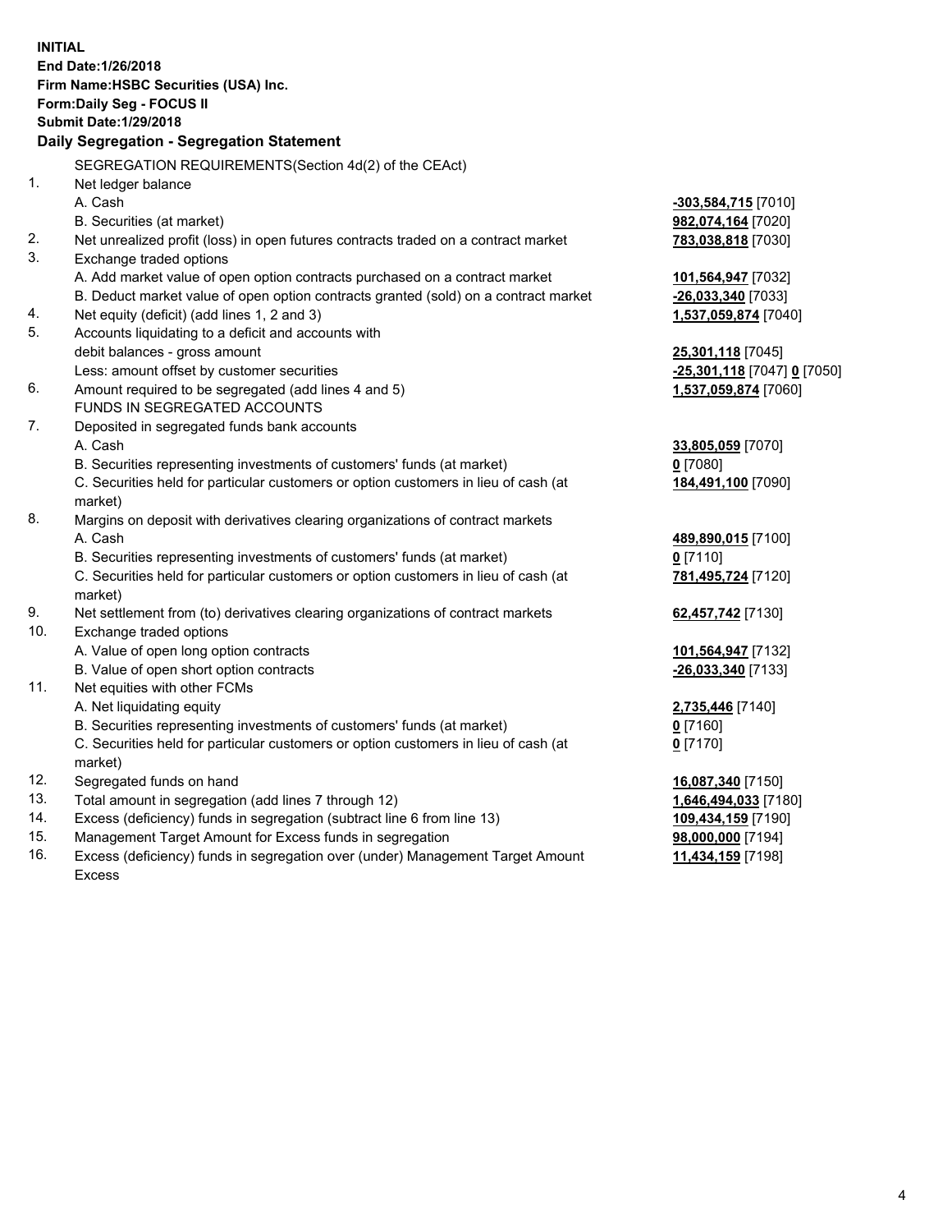**INITIAL**
**End Date:1/26/2018**
**Firm Name:HSBC Securities (USA) Inc.**
**Form:Daily Seg - FOCUS II**
**Submit Date:1/29/2018**
**Daily Segregation - Segregation Statement**

| | | |
|---|---|---|
| | SEGREGATION REQUIREMENTS(Section 4d(2) of the CEAct) | |
| 1. | Net ledger balance | |
| | A. Cash | **-303,584,715** [7010] |
| | B. Securities (at market) | **982,074,164** [7020] |
| 2. | Net unrealized profit (loss) in open futures contracts traded on a contract market | **783,038,818** [7030] |
| 3. | Exchange traded options | |
| | A. Add market value of open option contracts purchased on a contract market | **101,564,947** [7032] |
| | B. Deduct market value of open option contracts granted (sold) on a contract market | **-26,033,340** [7033] |
| 4. | Net equity (deficit) (add lines 1, 2 and 3) | **1,537,059,874** [7040] |
| 5. | Accounts liquidating to a deficit and accounts with | |
| | debit balances - gross amount | **25,301,118** [7045] |
| | Less: amount offset by customer securities | **-25,301,118** [7047] **0** [7050] |
| 6. | Amount required to be segregated (add lines 4 and 5) | **1,537,059,874** [7060] |
| | FUNDS IN SEGREGATED ACCOUNTS | |
| 7. | Deposited in segregated funds bank accounts | |
| | A. Cash | **33,805,059** [7070] |
| | B. Securities representing investments of customers' funds (at market) | **0** [7080] |
| | C. Securities held for particular customers or option customers in lieu of cash (at market) | **184,491,100** [7090] |
| 8. | Margins on deposit with derivatives clearing organizations of contract markets | |
| | A. Cash | **489,890,015** [7100] |
| | B. Securities representing investments of customers' funds (at market) | **0** [7110] |
| | C. Securities held for particular customers or option customers in lieu of cash (at market) | **781,495,724** [7120] |
| 9. | Net settlement from (to) derivatives clearing organizations of contract markets | **62,457,742** [7130] |
| 10. | Exchange traded options | |
| | A. Value of open long option contracts | **101,564,947** [7132] |
| | B. Value of open short option contracts | **-26,033,340** [7133] |
| 11. | Net equities with other FCMs | |
| | A. Net liquidating equity | **2,735,446** [7140] |
| | B. Securities representing investments of customers' funds (at market) | **0** [7160] |
| | C. Securities held for particular customers or option customers in lieu of cash (at market) | **0** [7170] |
| 12. | Segregated funds on hand | **16,087,340** [7150] |
| 13. | Total amount in segregation (add lines 7 through 12) | **1,646,494,033** [7180] |
| 14. | Excess (deficiency) funds in segregation (subtract line 6 from line 13) | **109,434,159** [7190] |
| 15. | Management Target Amount for Excess funds in segregation | **98,000,000** [7194] |
| 16. | Excess (deficiency) funds in segregation over (under) Management Target Amount Excess | **11,434,159** [7198] |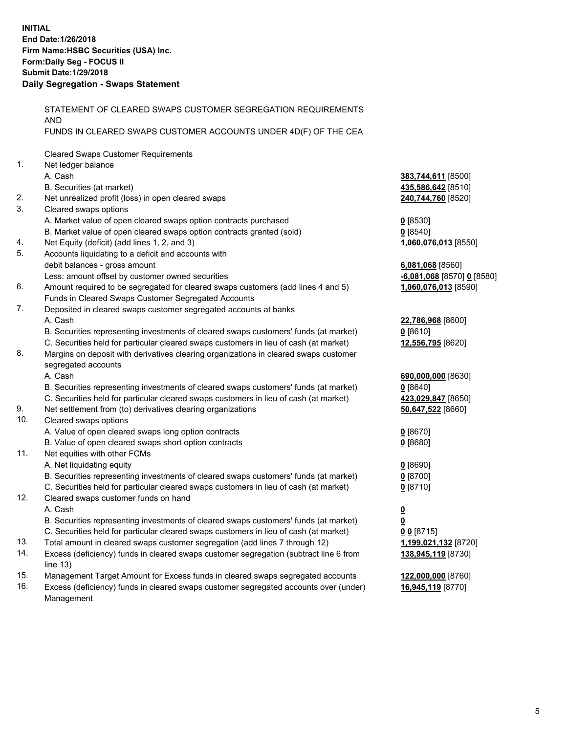**INITIAL**
**End Date:1/26/2018**
**Firm Name:HSBC Securities (USA) Inc.**
**Form:Daily Seg - FOCUS II**
**Submit Date:1/29/2018**
**Daily Segregation - Swaps Statement**

STATEMENT OF CLEARED SWAPS CUSTOMER SEGREGATION REQUIREMENTS AND FUNDS IN CLEARED SWAPS CUSTOMER ACCOUNTS UNDER 4D(F) OF THE CEA

| | | |
|---|---|---|
| | Cleared Swaps Customer Requirements | |
| 1. | Net ledger balance | |
| | A. Cash | **383,744,611** [8500] |
| | B. Securities (at market) | **435,586,642** [8510] |
| 2. | Net unrealized profit (loss) in open cleared swaps | **240,744,760** [8520] |
| 3. | Cleared swaps options | |
| | A. Market value of open cleared swaps option contracts purchased | **0** [8530] |
| | B. Market value of open cleared swaps option contracts granted (sold) | **0** [8540] |
| 4. | Net Equity (deficit) (add lines 1, 2, and 3) | **1,060,076,013** [8550] |
| 5. | Accounts liquidating to a deficit and accounts with debit balances - gross amount | **6,081,068** [8560] |
| | Less: amount offset by customer owned securities | **-6,081,068** [8570] **0** [8580] |
| 6. | Amount required to be segregated for cleared swaps customers (add lines 4 and 5) | **1,060,076,013** [8590] |
| | Funds in Cleared Swaps Customer Segregated Accounts | |
| 7. | Deposited in cleared swaps customer segregated accounts at banks | |
| | A. Cash | **22,786,968** [8600] |
| | B. Securities representing investments of cleared swaps customers' funds (at market) | **0** [8610] |
| | C. Securities held for particular cleared swaps customers in lieu of cash (at market) | **12,556,795** [8620] |
| 8. | Margins on deposit with derivatives clearing organizations in cleared swaps customer segregated accounts | |
| | A. Cash | **690,000,000** [8630] |
| | B. Securities representing investments of cleared swaps customers' funds (at market) | **0** [8640] |
| | C. Securities held for particular cleared swaps customers in lieu of cash (at market) | **423,029,847** [8650] |
| 9. | Net settlement from (to) derivatives clearing organizations | **50,647,522** [8660] |
| 10. | Cleared swaps options | |
| | A. Value of open cleared swaps long option contracts | **0** [8670] |
| | B. Value of open cleared swaps short option contracts | **0** [8680] |
| 11. | Net equities with other FCMs | |
| | A. Net liquidating equity | **0** [8690] |
| | B. Securities representing investments of cleared swaps customers' funds (at market) | **0** [8700] |
| | C. Securities held for particular cleared swaps customers in lieu of cash (at market) | **0** [8710] |
| 12. | Cleared swaps customer funds on hand | |
| | A. Cash | **0** |
| | B. Securities representing investments of cleared swaps customers' funds (at market) | **0** |
| | C. Securities held for particular cleared swaps customers in lieu of cash (at market) | **0** **0** [8715] |
| 13. | Total amount in cleared swaps customer segregation (add lines 7 through 12) | **1,199,021,132** [8720] |
| 14. | Excess (deficiency) funds in cleared swaps customer segregation (subtract line 6 from line 13) | **138,945,119** [8730] |
| 15. | Management Target Amount for Excess funds in cleared swaps segregated accounts | **122,000,000** [8760] |
| 16. | Excess (deficiency) funds in cleared swaps customer segregated accounts over (under) Management | **16,945,119** [8770] |